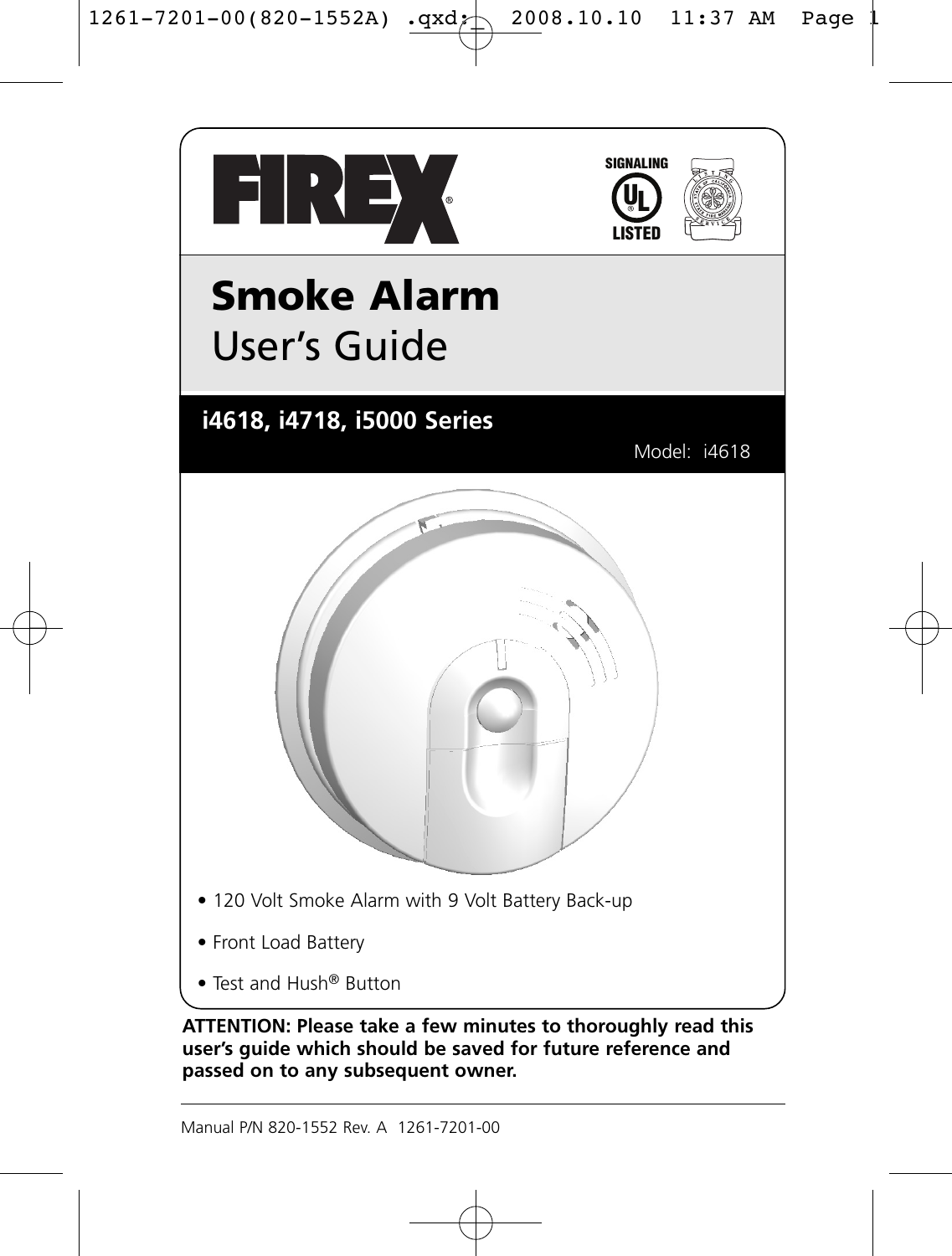FIREX®

SIGNALING LISTED

# Smoke Alarm
## User's Guide

### i4618, i4718, i5000 Series

Model: i4618

- 120 Volt Smoke Alarm with 9 Volt Battery Back-up
- Front Load Battery
- Test and Hush® Button

**ATTENTION: Please take a few minutes to thoroughly read this user's guide which should be saved for future reference and passed on to any subsequent owner.**

Manual P/N 820-1552 Rev. A 1261-7201-00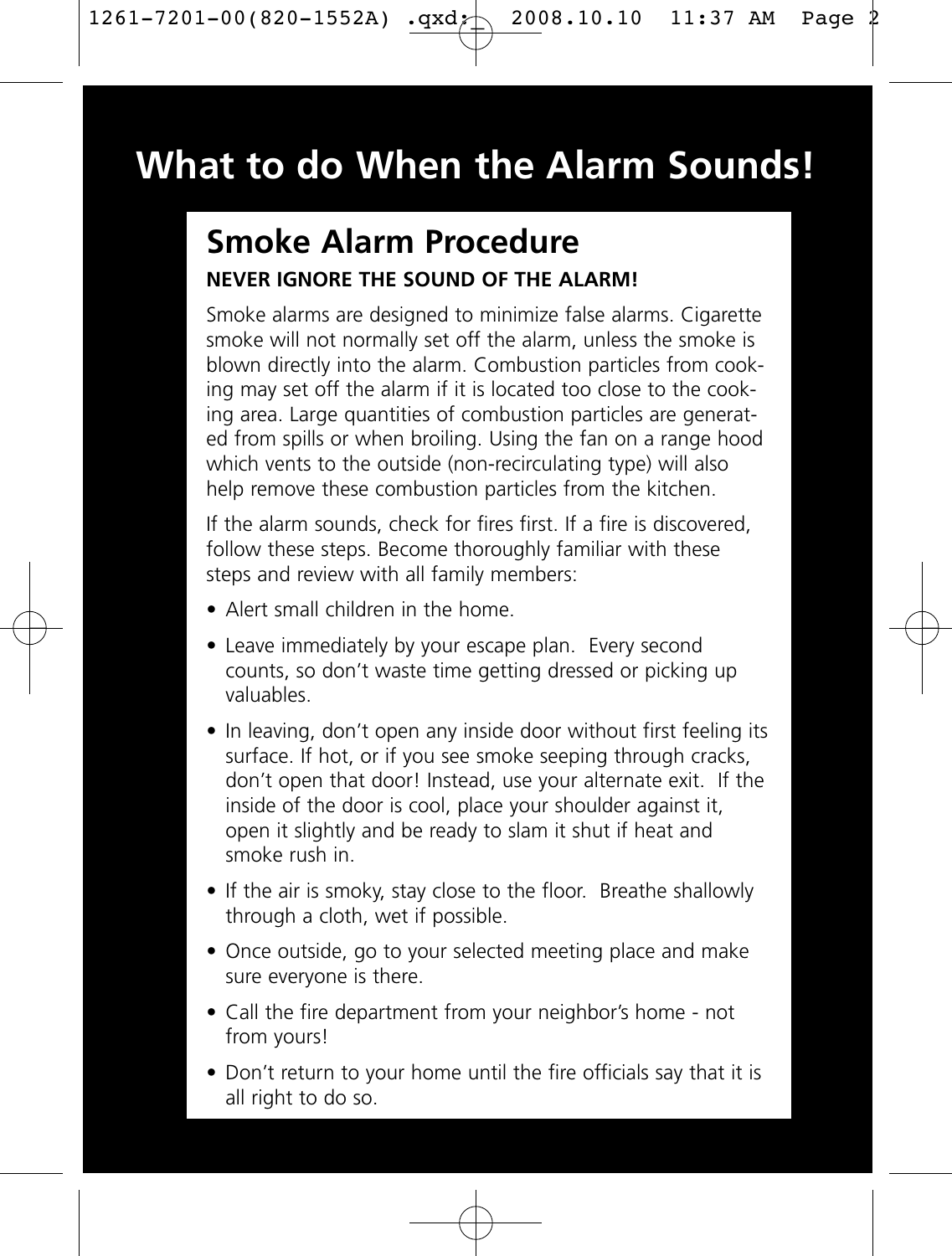# What to do When the Alarm Sounds!

## Smoke Alarm Procedure

**NEVER IGNORE THE SOUND OF THE ALARM!**

Smoke alarms are designed to minimize false alarms. Cigarette smoke will not normally set off the alarm, unless the smoke is blown directly into the alarm. Combustion particles from cooking may set off the alarm if it is located too close to the cooking area. Large quantities of combustion particles are generated from spills or when broiling. Using the fan on a range hood which vents to the outside (non-recirculating type) will also help remove these combustion particles from the kitchen.

If the alarm sounds, check for fires first. If a fire is discovered, follow these steps. Become thoroughly familiar with these steps and review with all family members:

- Alert small children in the home.
- Leave immediately by your escape plan. Every second counts, so don't waste time getting dressed or picking up valuables.
- In leaving, don't open any inside door without first feeling its surface. If hot, or if you see smoke seeping through cracks, don't open that door! Instead, use your alternate exit. If the inside of the door is cool, place your shoulder against it, open it slightly and be ready to slam it shut if heat and smoke rush in.
- If the air is smoky, stay close to the floor. Breathe shallowly through a cloth, wet if possible.
- Once outside, go to your selected meeting place and make sure everyone is there.
- Call the fire department from your neighbor's home - not from yours!
- Don't return to your home until the fire officials say that it is all right to do so.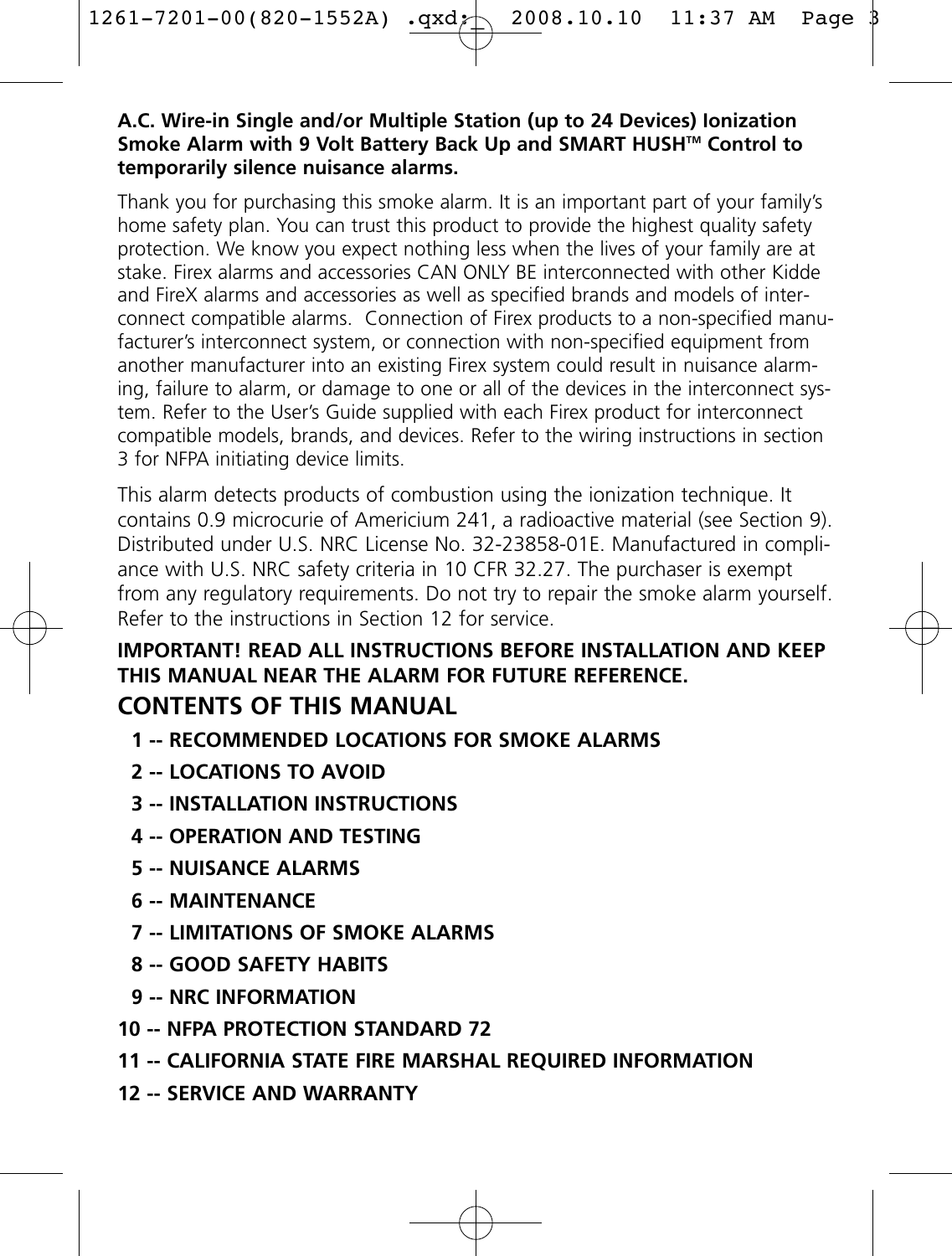**A.C. Wire-in Single and/or Multiple Station (up to 24 Devices) Ionization Smoke Alarm with 9 Volt Battery Back Up and SMART HUSH™ Control to temporarily silence nuisance alarms.**

Thank you for purchasing this smoke alarm. It is an important part of your family's home safety plan. You can trust this product to provide the highest quality safety protection. We know you expect nothing less when the lives of your family are at stake. Firex alarms and accessories CAN ONLY BE interconnected with other Kidde and FireX alarms and accessories as well as specified brands and models of interconnect compatible alarms. Connection of Firex products to a non-specified manufacturer's interconnect system, or connection with non-specified equipment from another manufacturer into an existing Firex system could result in nuisance alarming, failure to alarm, or damage to one or all of the devices in the interconnect system. Refer to the User's Guide supplied with each Firex product for interconnect compatible models, brands, and devices. Refer to the wiring instructions in section 3 for NFPA initiating device limits.

This alarm detects products of combustion using the ionization technique. It contains 0.9 microcurie of Americium 241, a radioactive material (see Section 9). Distributed under U.S. NRC License No. 32-23858-01E. Manufactured in compliance with U.S. NRC safety criteria in 10 CFR 32.27. The purchaser is exempt from any regulatory requirements. Do not try to repair the smoke alarm yourself. Refer to the instructions in Section 12 for service.

**IMPORTANT! READ ALL INSTRUCTIONS BEFORE INSTALLATION AND KEEP THIS MANUAL NEAR THE ALARM FOR FUTURE REFERENCE.**

## CONTENTS OF THIS MANUAL

**1 -- RECOMMENDED LOCATIONS FOR SMOKE ALARMS**

**2 -- LOCATIONS TO AVOID**

**3 -- INSTALLATION INSTRUCTIONS**

**4 -- OPERATION AND TESTING**

**5 -- NUISANCE ALARMS**

**6 -- MAINTENANCE**

**7 -- LIMITATIONS OF SMOKE ALARMS**

**8 -- GOOD SAFETY HABITS**

**9 -- NRC INFORMATION**

**10 -- NFPA PROTECTION STANDARD 72**

**11 -- CALIFORNIA STATE FIRE MARSHAL REQUIRED INFORMATION**

**12 -- SERVICE AND WARRANTY**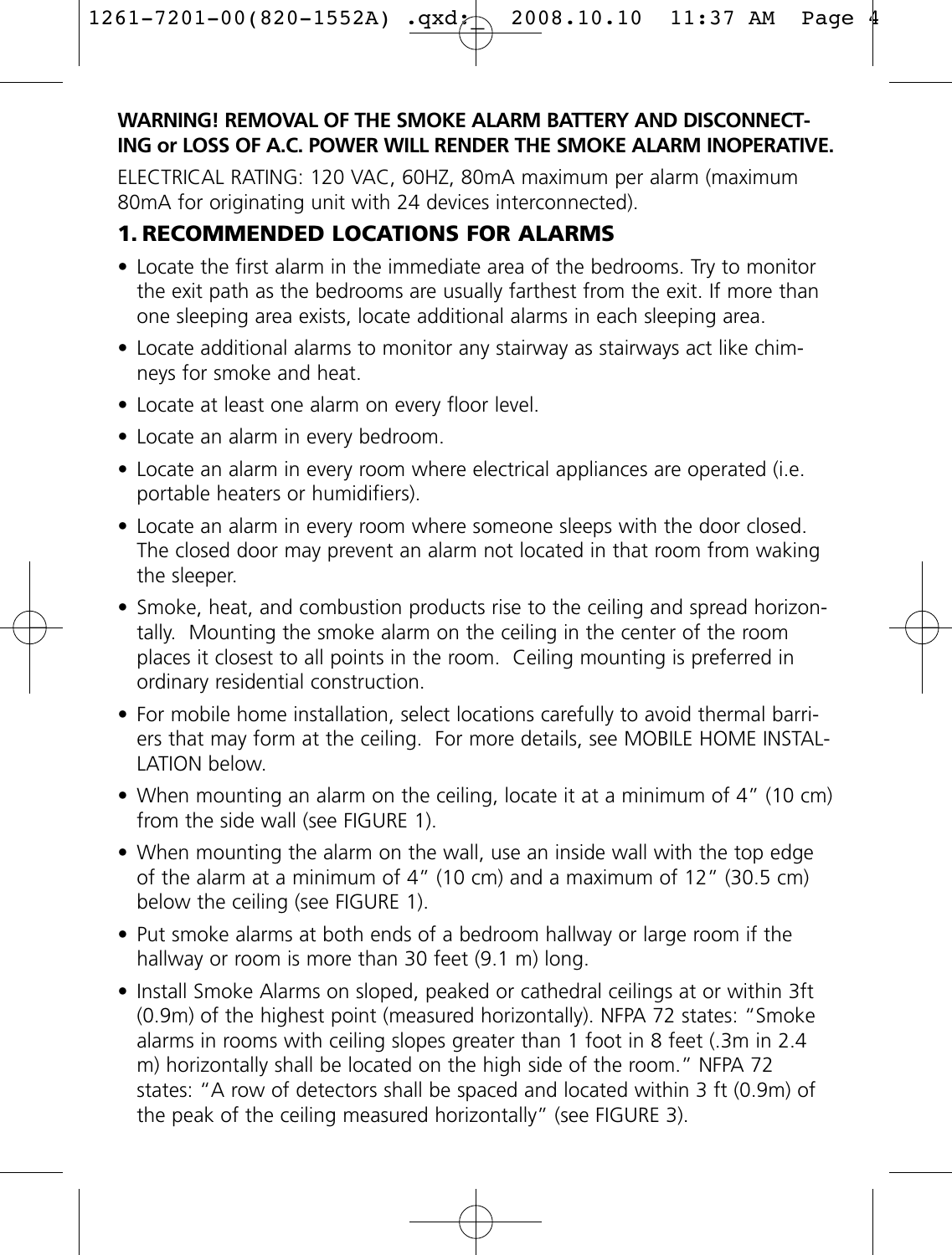**WARNING! REMOVAL OF THE SMOKE ALARM BATTERY AND DISCONNECTING or LOSS OF A.C. POWER WILL RENDER THE SMOKE ALARM INOPERATIVE.**

ELECTRICAL RATING: 120 VAC, 60HZ, 80mA maximum per alarm (maximum 80mA for originating unit with 24 devices interconnected).

## 1. RECOMMENDED LOCATIONS FOR ALARMS

- Locate the first alarm in the immediate area of the bedrooms. Try to monitor the exit path as the bedrooms are usually farthest from the exit. If more than one sleeping area exists, locate additional alarms in each sleeping area.
- Locate additional alarms to monitor any stairway as stairways act like chimneys for smoke and heat.
- Locate at least one alarm on every floor level.
- Locate an alarm in every bedroom.
- Locate an alarm in every room where electrical appliances are operated (i.e. portable heaters or humidifiers).
- Locate an alarm in every room where someone sleeps with the door closed. The closed door may prevent an alarm not located in that room from waking the sleeper.
- Smoke, heat, and combustion products rise to the ceiling and spread horizontally. Mounting the smoke alarm on the ceiling in the center of the room places it closest to all points in the room. Ceiling mounting is preferred in ordinary residential construction.
- For mobile home installation, select locations carefully to avoid thermal barriers that may form at the ceiling. For more details, see MOBILE HOME INSTALLATION below.
- When mounting an alarm on the ceiling, locate it at a minimum of 4" (10 cm) from the side wall (see FIGURE 1).
- When mounting the alarm on the wall, use an inside wall with the top edge of the alarm at a minimum of 4" (10 cm) and a maximum of 12" (30.5 cm) below the ceiling (see FIGURE 1).
- Put smoke alarms at both ends of a bedroom hallway or large room if the hallway or room is more than 30 feet (9.1 m) long.
- Install Smoke Alarms on sloped, peaked or cathedral ceilings at or within 3ft (0.9m) of the highest point (measured horizontally). NFPA 72 states: "Smoke alarms in rooms with ceiling slopes greater than 1 foot in 8 feet (.3m in 2.4 m) horizontally shall be located on the high side of the room." NFPA 72 states: "A row of detectors shall be spaced and located within 3 ft (0.9m) of the peak of the ceiling measured horizontally" (see FIGURE 3).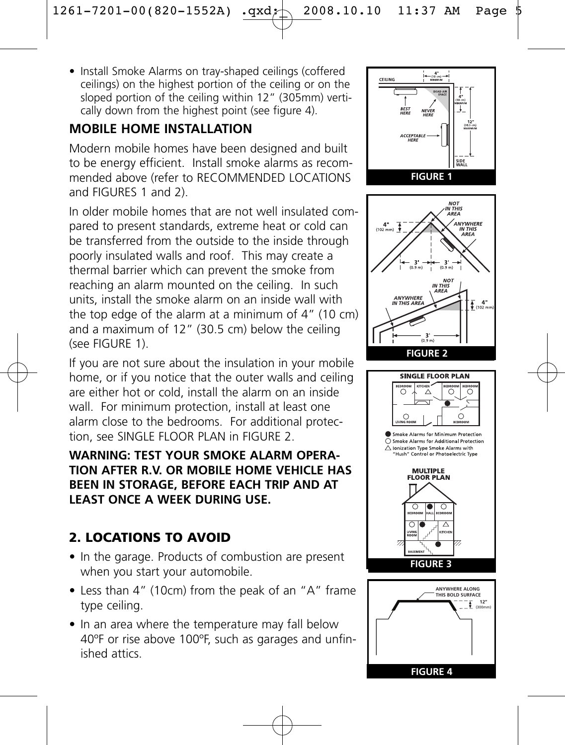- Install Smoke Alarms on tray-shaped ceilings (coffered ceilings) on the highest portion of the ceiling or on the sloped portion of the ceiling within 12" (305mm) vertically down from the highest point (see figure 4).

## MOBILE HOME INSTALLATION

Modern mobile homes have been designed and built to be energy efficient. Install smoke alarms as recommended above (refer to RECOMMENDED LOCATIONS and FIGURES 1 and 2).

In older mobile homes that are not well insulated compared to present standards, extreme heat or cold can be transferred from the outside to the inside through poorly insulated walls and roof. This may create a thermal barrier which can prevent the smoke from reaching an alarm mounted on the ceiling. In such units, install the smoke alarm on an inside wall with the top edge of the alarm at a minimum of 4" (10 cm) and a maximum of 12" (30.5 cm) below the ceiling (see FIGURE 1).

If you are not sure about the insulation in your mobile home, or if you notice that the outer walls and ceiling are either hot or cold, install the alarm on an inside wall. For minimum protection, install at least one alarm close to the bedrooms. For additional protection, see SINGLE FLOOR PLAN in FIGURE 2.

**WARNING: TEST YOUR SMOKE ALARM OPERATION AFTER R.V. OR MOBILE HOME VEHICLE HAS BEEN IN STORAGE, BEFORE EACH TRIP AND AT LEAST ONCE A WEEK DURING USE.**

## 2. LOCATIONS TO AVOID

- In the garage. Products of combustion are present when you start your automobile.
- Less than 4" (10cm) from the peak of an "A" frame type ceiling.
- In an area where the temperature may fall below 40ºF or rise above 100ºF, such as garages and unfinished attics.

CEILING — 4" (10 cm) MINIMUM — DEAD AIR SPACE — BEST HERE — NEVER HERE — 4" (10 cm) MINIMUM — 12" (30.5 cm) MAXIMUM — ACCEPTABLE HERE — SIDE WALL

**FIGURE 1**

NOT IN THIS AREA — 4" (102 mm) — ANYWHERE IN THIS AREA — 3' (0.9 m) — 3' (0.9 m) — NOT IN THIS AREA — ANYWHERE IN THIS AREA — 4" (102 mm) — 3' (0.9 m)

**FIGURE 2**

SINGLE FLOOR PLAN — BEDROOM — KITCHEN — BEDROOM — BEDROOM — LIVING ROOM — BEDROOM

● Smoke Alarms for Minimum Protection
○ Smoke Alarms for Additional Protection
△ Ionization Type Smoke Alarms with "Hush" Control or Photoelectric Type

MULTIPLE FLOOR PLAN — BEDROOM — HALL — BEDROOM — LIVING ROOM — KITCHEN — BASEMENT

**FIGURE 3**

ANYWHERE ALONG THIS BOLD SURFACE — 12" (300mm)

**FIGURE 4**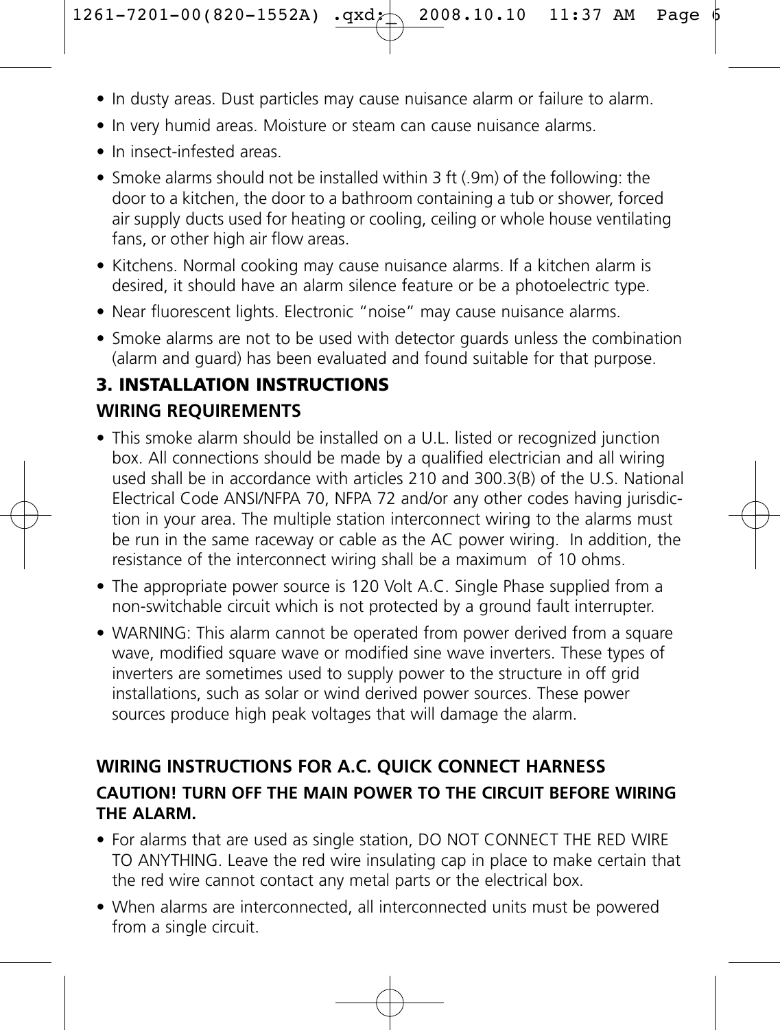- In dusty areas. Dust particles may cause nuisance alarm or failure to alarm.
- In very humid areas. Moisture or steam can cause nuisance alarms.
- In insect-infested areas.
- Smoke alarms should not be installed within 3 ft (.9m) of the following: the door to a kitchen, the door to a bathroom containing a tub or shower, forced air supply ducts used for heating or cooling, ceiling or whole house ventilating fans, or other high air flow areas.
- Kitchens. Normal cooking may cause nuisance alarms. If a kitchen alarm is desired, it should have an alarm silence feature or be a photoelectric type.
- Near fluorescent lights. Electronic “noise” may cause nuisance alarms.
- Smoke alarms are not to be used with detector guards unless the combination (alarm and guard) has been evaluated and found suitable for that purpose.

## 3. INSTALLATION INSTRUCTIONS

### WIRING REQUIREMENTS

- This smoke alarm should be installed on a U.L. listed or recognized junction box. All connections should be made by a qualified electrician and all wiring used shall be in accordance with articles 210 and 300.3(B) of the U.S. National Electrical Code ANSI/NFPA 70, NFPA 72 and/or any other codes having jurisdiction in your area. The multiple station interconnect wiring to the alarms must be run in the same raceway or cable as the AC power wiring. In addition, the resistance of the interconnect wiring shall be a maximum of 10 ohms.
- The appropriate power source is 120 Volt A.C. Single Phase supplied from a non-switchable circuit which is not protected by a ground fault interrupter.
- WARNING: This alarm cannot be operated from power derived from a square wave, modified square wave or modified sine wave inverters. These types of inverters are sometimes used to supply power to the structure in off grid installations, such as solar or wind derived power sources. These power sources produce high peak voltages that will damage the alarm.

### WIRING INSTRUCTIONS FOR A.C. QUICK CONNECT HARNESS

**CAUTION! TURN OFF THE MAIN POWER TO THE CIRCUIT BEFORE WIRING THE ALARM.**

- For alarms that are used as single station, DO NOT CONNECT THE RED WIRE TO ANYTHING. Leave the red wire insulating cap in place to make certain that the red wire cannot contact any metal parts or the electrical box.
- When alarms are interconnected, all interconnected units must be powered from a single circuit.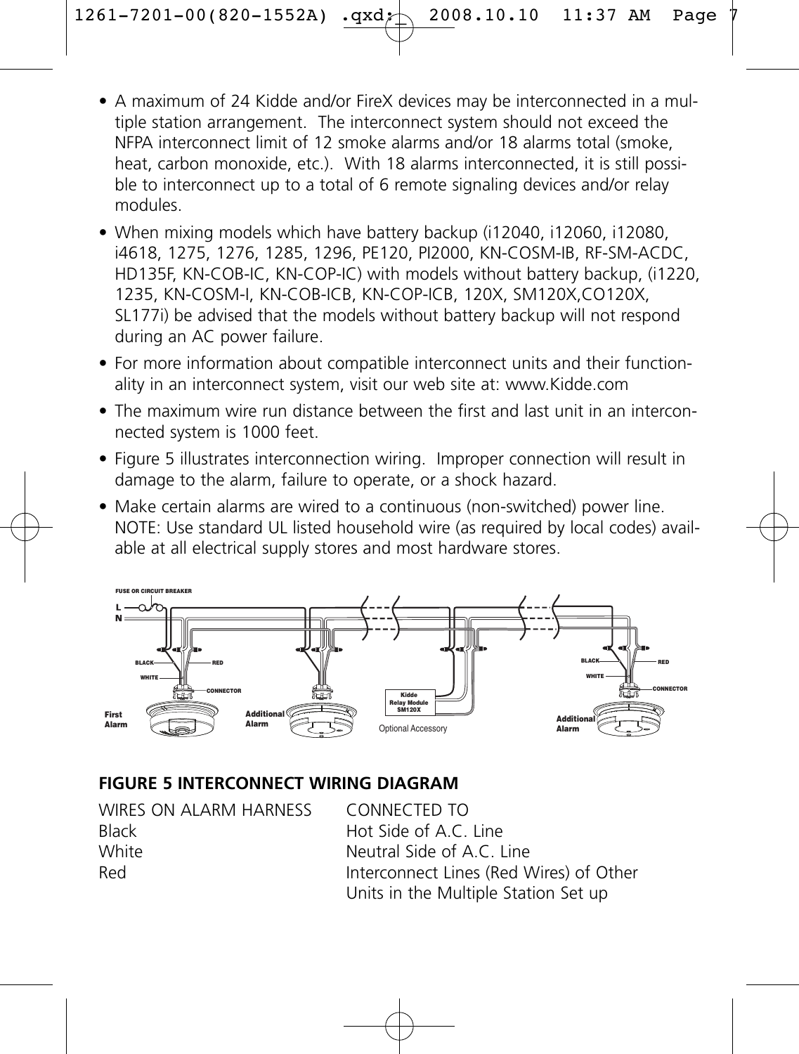- A maximum of 24 Kidde and/or FireX devices may be interconnected in a multiple station arrangement. The interconnect system should not exceed the NFPA interconnect limit of 12 smoke alarms and/or 18 alarms total (smoke, heat, carbon monoxide, etc.). With 18 alarms interconnected, it is still possible to interconnect up to a total of 6 remote signaling devices and/or relay modules.
- When mixing models which have battery backup (i12040, i12060, i12080, i4618, 1275, 1276, 1285, 1296, PE120, PI2000, KN-COSM-IB, RF-SM-ACDC, HD135F, KN-COB-IC, KN-COP-IC) with models without battery backup, (i1220, 1235, KN-COSM-I, KN-COB-ICB, KN-COP-ICB, 120X, SM120X,CO120X, SL177i) be advised that the models without battery backup will not respond during an AC power failure.
- For more information about compatible interconnect units and their functionality in an interconnect system, visit our web site at: www.Kidde.com
- The maximum wire run distance between the first and last unit in an interconnected system is 1000 feet.
- Figure 5 illustrates interconnection wiring. Improper connection will result in damage to the alarm, failure to operate, or a shock hazard.
- Make certain alarms are wired to a continuous (non-switched) power line. NOTE: Use standard UL listed household wire (as required by local codes) available at all electrical supply stores and most hardware stores.

FUSE OR CIRCUIT BREAKER L N BLACK RED WHITE CONNECTOR First Alarm Additional Alarm Kidde Relay Module SM120X Optional Accessory BLACK RED WHITE CONNECTOR Additional Alarm

**FIGURE 5 INTERCONNECT WIRING DIAGRAM**

| WIRES ON ALARM HARNESS | CONNECTED TO |
|---|---|
| Black | Hot Side of A.C. Line |
| White | Neutral Side of A.C. Line |
| Red | Interconnect Lines (Red Wires) of Other Units in the Multiple Station Set up |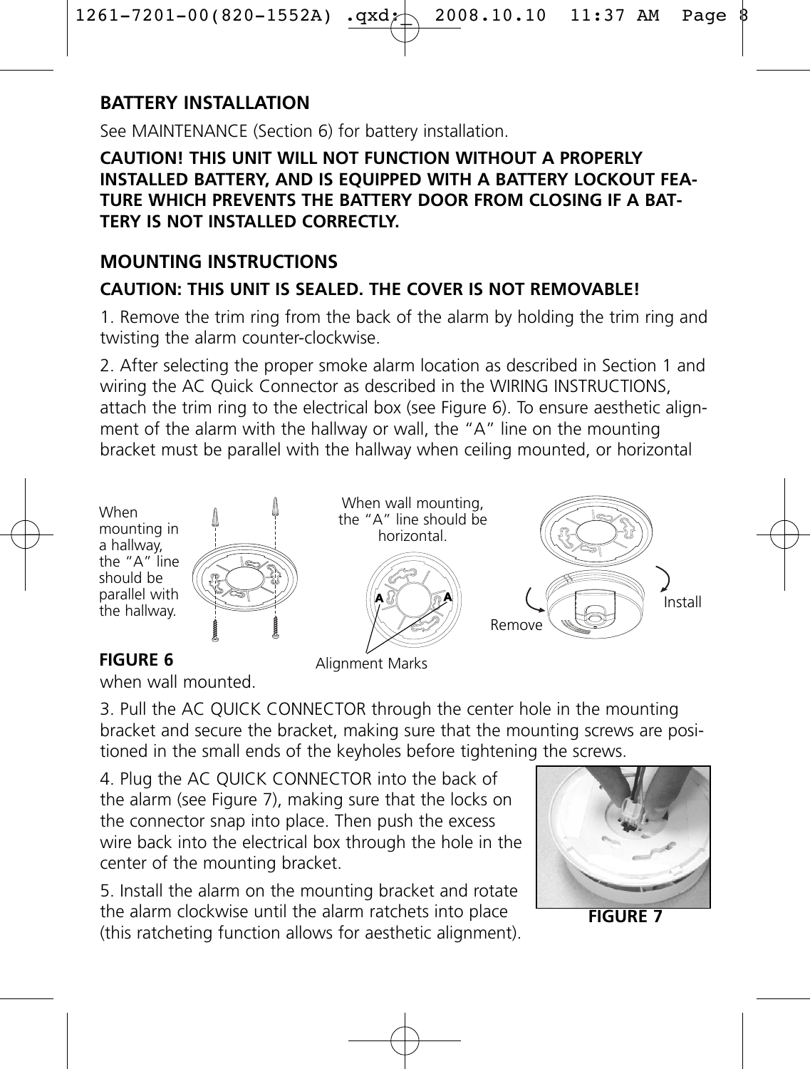## BATTERY INSTALLATION

See MAINTENANCE (Section 6) for battery installation.

**CAUTION! THIS UNIT WILL NOT FUNCTION WITHOUT A PROPERLY INSTALLED BATTERY, AND IS EQUIPPED WITH A BATTERY LOCKOUT FEATURE WHICH PREVENTS THE BATTERY DOOR FROM CLOSING IF A BATTERY IS NOT INSTALLED CORRECTLY.**

## MOUNTING INSTRUCTIONS

**CAUTION: THIS UNIT IS SEALED. THE COVER IS NOT REMOVABLE!**

1. Remove the trim ring from the back of the alarm by holding the trim ring and twisting the alarm counter-clockwise.

2. After selecting the proper smoke alarm location as described in Section 1 and wiring the AC Quick Connector as described in the WIRING INSTRUCTIONS, attach the trim ring to the electrical box (see Figure 6). To ensure aesthetic alignment of the alarm with the hallway or wall, the "A" line on the mounting bracket must be parallel with the hallway when ceiling mounted, or horizontal when wall mounted.

When mounting in a hallway, the "A" line should be parallel with the hallway.

When wall mounting, the "A" line should be horizontal.

Alignment Marks

Remove

Install

**FIGURE 6**

3. Pull the AC QUICK CONNECTOR through the center hole in the mounting bracket and secure the bracket, making sure that the mounting screws are positioned in the small ends of the keyholes before tightening the screws.

4. Plug the AC QUICK CONNECTOR into the back of the alarm (see Figure 7), making sure that the locks on the connector snap into place. Then push the excess wire back into the electrical box through the hole in the center of the mounting bracket.

5. Install the alarm on the mounting bracket and rotate the alarm clockwise until the alarm ratchets into place (this ratcheting function allows for aesthetic alignment).

**FIGURE 7**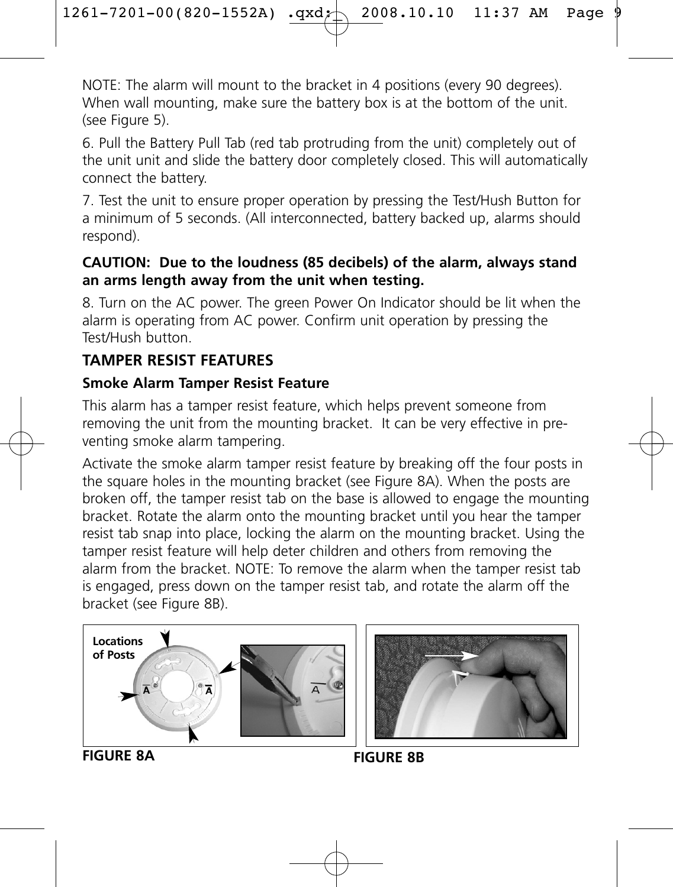NOTE: The alarm will mount to the bracket in 4 positions (every 90 degrees). When wall mounting, make sure the battery box is at the bottom of the unit. (see Figure 5).

6. Pull the Battery Pull Tab (red tab protruding from the unit) completely out of the unit unit and slide the battery door completely closed. This will automatically connect the battery.

7. Test the unit to ensure proper operation by pressing the Test/Hush Button for a minimum of 5 seconds. (All interconnected, battery backed up, alarms should respond).

**CAUTION: Due to the loudness (85 decibels) of the alarm, always stand an arms length away from the unit when testing.**

8. Turn on the AC power. The green Power On Indicator should be lit when the alarm is operating from AC power. Confirm unit operation by pressing the Test/Hush button.

## TAMPER RESIST FEATURES

### Smoke Alarm Tamper Resist Feature

This alarm has a tamper resist feature, which helps prevent someone from removing the unit from the mounting bracket. It can be very effective in preventing smoke alarm tampering.

Activate the smoke alarm tamper resist feature by breaking off the four posts in the square holes in the mounting bracket (see Figure 8A). When the posts are broken off, the tamper resist tab on the base is allowed to engage the mounting bracket. Rotate the alarm onto the mounting bracket until you hear the tamper resist tab snap into place, locking the alarm on the mounting bracket. Using the tamper resist feature will help deter children and others from removing the alarm from the bracket. NOTE: To remove the alarm when the tamper resist tab is engaged, press down on the tamper resist tab, and rotate the alarm off the bracket (see Figure 8B).

Locations of Posts

**FIGURE 8A**

**FIGURE 8B**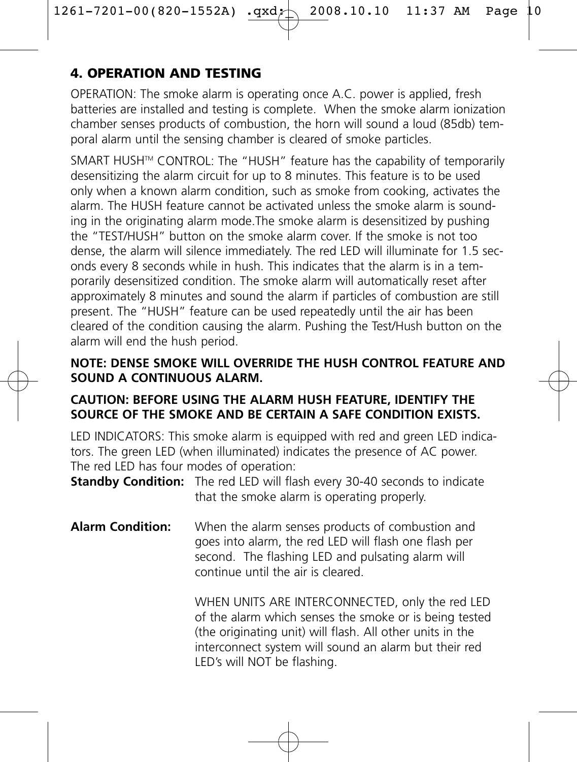## 4. OPERATION AND TESTING

OPERATION: The smoke alarm is operating once A.C. power is applied, fresh batteries are installed and testing is complete. When the smoke alarm ionization chamber senses products of combustion, the horn will sound a loud (85db) temporal alarm until the sensing chamber is cleared of smoke particles.

SMART HUSH™ CONTROL: The "HUSH" feature has the capability of temporarily desensitizing the alarm circuit for up to 8 minutes. This feature is to be used only when a known alarm condition, such as smoke from cooking, activates the alarm. The HUSH feature cannot be activated unless the smoke alarm is sounding in the originating alarm mode.The smoke alarm is desensitized by pushing the "TEST/HUSH" button on the smoke alarm cover. If the smoke is not too dense, the alarm will silence immediately. The red LED will illuminate for 1.5 seconds every 8 seconds while in hush. This indicates that the alarm is in a temporarily desensitized condition. The smoke alarm will automatically reset after approximately 8 minutes and sound the alarm if particles of combustion are still present. The "HUSH" feature can be used repeatedly until the air has been cleared of the condition causing the alarm. Pushing the Test/Hush button on the alarm will end the hush period.

**NOTE: DENSE SMOKE WILL OVERRIDE THE HUSH CONTROL FEATURE AND SOUND A CONTINUOUS ALARM.**

**CAUTION: BEFORE USING THE ALARM HUSH FEATURE, IDENTIFY THE SOURCE OF THE SMOKE AND BE CERTAIN A SAFE CONDITION EXISTS.**

LED INDICATORS: This smoke alarm is equipped with red and green LED indicators. The green LED (when illuminated) indicates the presence of AC power. The red LED has four modes of operation:

**Standby Condition:** The red LED will flash every 30-40 seconds to indicate that the smoke alarm is operating properly.

**Alarm Condition:** When the alarm senses products of combustion and goes into alarm, the red LED will flash one flash per second. The flashing LED and pulsating alarm will continue until the air is cleared.

WHEN UNITS ARE INTERCONNECTED, only the red LED of the alarm which senses the smoke or is being tested (the originating unit) will flash. All other units in the interconnect system will sound an alarm but their red LED's will NOT be flashing.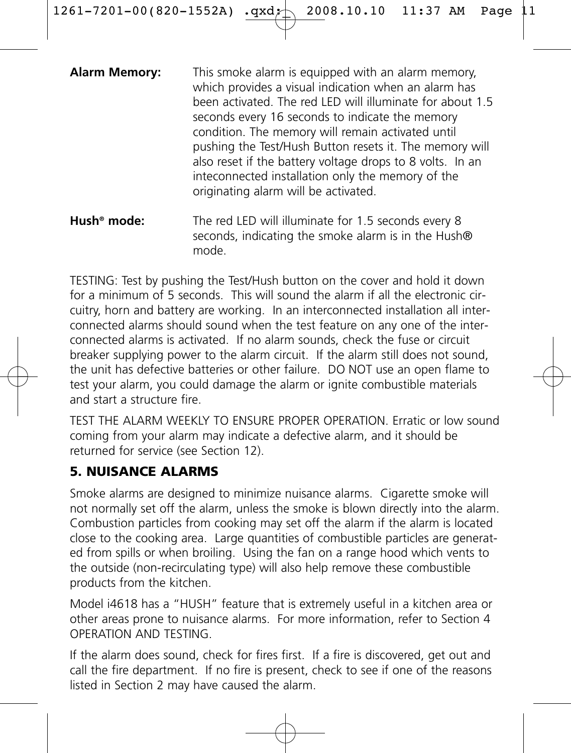**Alarm Memory:** This smoke alarm is equipped with an alarm memory, which provides a visual indication when an alarm has been activated. The red LED will illuminate for about 1.5 seconds every 16 seconds to indicate the memory condition. The memory will remain activated until pushing the Test/Hush Button resets it. The memory will also reset if the battery voltage drops to 8 volts. In an inteconnected installation only the memory of the originating alarm will be activated.

**Hush® mode:** The red LED will illuminate for 1.5 seconds every 8 seconds, indicating the smoke alarm is in the Hush® mode.

TESTING: Test by pushing the Test/Hush button on the cover and hold it down for a minimum of 5 seconds. This will sound the alarm if all the electronic circuitry, horn and battery are working. In an interconnected installation all interconnected alarms should sound when the test feature on any one of the interconnected alarms is activated. If no alarm sounds, check the fuse or circuit breaker supplying power to the alarm circuit. If the alarm still does not sound, the unit has defective batteries or other failure. DO NOT use an open flame to test your alarm, you could damage the alarm or ignite combustible materials and start a structure fire.

TEST THE ALARM WEEKLY TO ENSURE PROPER OPERATION. Erratic or low sound coming from your alarm may indicate a defective alarm, and it should be returned for service (see Section 12).

## 5. NUISANCE ALARMS

Smoke alarms are designed to minimize nuisance alarms. Cigarette smoke will not normally set off the alarm, unless the smoke is blown directly into the alarm. Combustion particles from cooking may set off the alarm if the alarm is located close to the cooking area. Large quantities of combustible particles are generated from spills or when broiling. Using the fan on a range hood which vents to the outside (non-recirculating type) will also help remove these combustible products from the kitchen.

Model i4618 has a "HUSH" feature that is extremely useful in a kitchen area or other areas prone to nuisance alarms. For more information, refer to Section 4 OPERATION AND TESTING.

If the alarm does sound, check for fires first. If a fire is discovered, get out and call the fire department. If no fire is present, check to see if one of the reasons listed in Section 2 may have caused the alarm.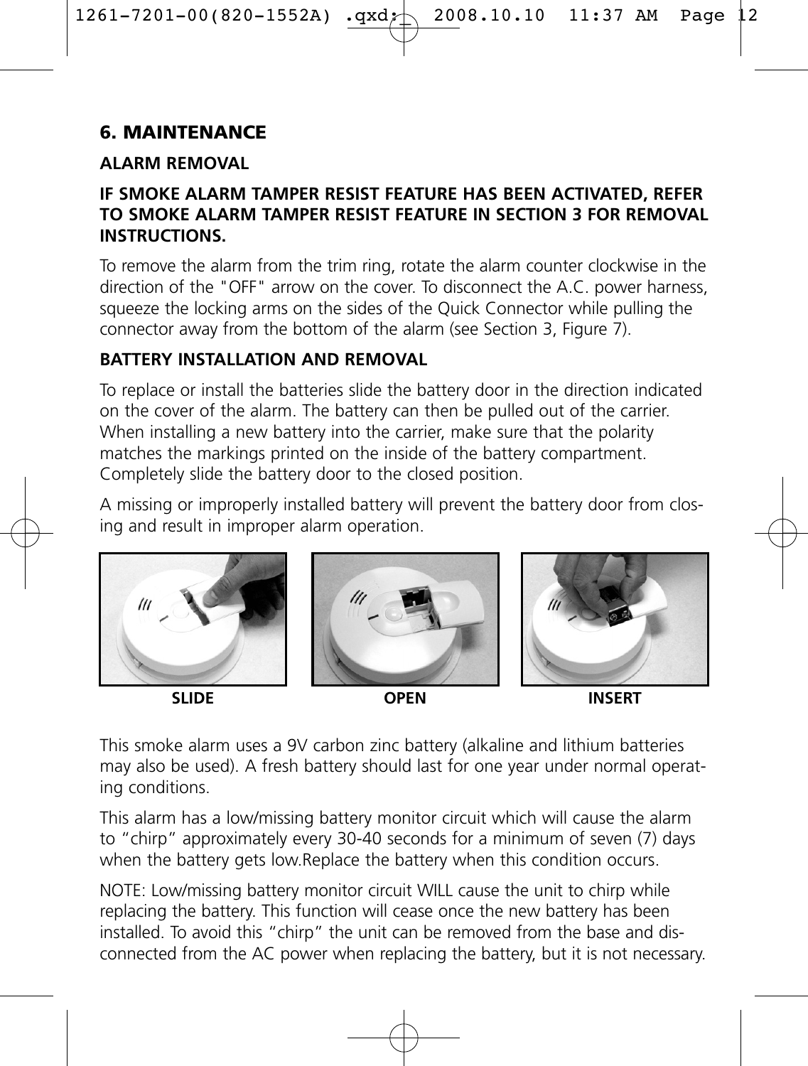## 6. MAINTENANCE

### ALARM REMOVAL

**IF SMOKE ALARM TAMPER RESIST FEATURE HAS BEEN ACTIVATED, REFER TO SMOKE ALARM TAMPER RESIST FEATURE IN SECTION 3 FOR REMOVAL INSTRUCTIONS.**

To remove the alarm from the trim ring, rotate the alarm counter clockwise in the direction of the "OFF" arrow on the cover. To disconnect the A.C. power harness, squeeze the locking arms on the sides of the Quick Connector while pulling the connector away from the bottom of the alarm (see Section 3, Figure 7).

### BATTERY INSTALLATION AND REMOVAL

To replace or install the batteries slide the battery door in the direction indicated on the cover of the alarm. The battery can then be pulled out of the carrier. When installing a new battery into the carrier, make sure that the polarity matches the markings printed on the inside of the battery compartment. Completely slide the battery door to the closed position.

A missing or improperly installed battery will prevent the battery door from closing and result in improper alarm operation.

**SLIDE** **OPEN** **INSERT**

This smoke alarm uses a 9V carbon zinc battery (alkaline and lithium batteries may also be used). A fresh battery should last for one year under normal operating conditions.

This alarm has a low/missing battery monitor circuit which will cause the alarm to "chirp" approximately every 30-40 seconds for a minimum of seven (7) days when the battery gets low.Replace the battery when this condition occurs.

NOTE: Low/missing battery monitor circuit WILL cause the unit to chirp while replacing the battery. This function will cease once the new battery has been installed. To avoid this "chirp" the unit can be removed from the base and disconnected from the AC power when replacing the battery, but it is not necessary.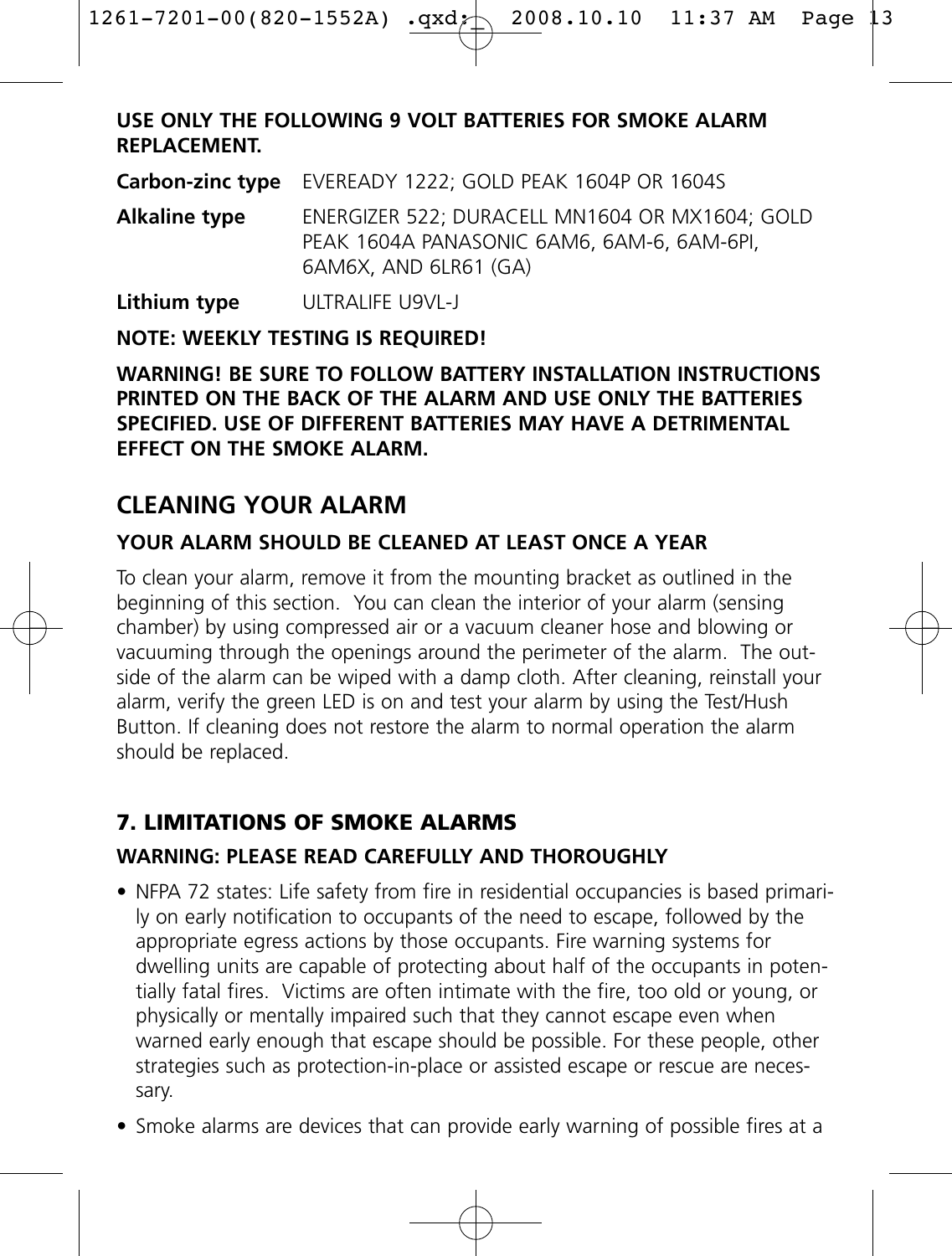**USE ONLY THE FOLLOWING 9 VOLT BATTERIES FOR SMOKE ALARM REPLACEMENT.**

| | |
|---|---|
| **Carbon-zinc type** | EVEREADY 1222; GOLD PEAK 1604P OR 1604S |
| **Alkaline type** | ENERGIZER 522; DURACELL MN1604 OR MX1604; GOLD PEAK 1604A PANASONIC 6AM6, 6AM-6, 6AM-6PI, 6AM6X, AND 6LR61 (GA) |
| **Lithium type** | ULTRALIFE U9VL-J |

**NOTE: WEEKLY TESTING IS REQUIRED!**

**WARNING! BE SURE TO FOLLOW BATTERY INSTALLATION INSTRUCTIONS PRINTED ON THE BACK OF THE ALARM AND USE ONLY THE BATTERIES SPECIFIED. USE OF DIFFERENT BATTERIES MAY HAVE A DETRIMENTAL EFFECT ON THE SMOKE ALARM.**

## CLEANING YOUR ALARM

**YOUR ALARM SHOULD BE CLEANED AT LEAST ONCE A YEAR**

To clean your alarm, remove it from the mounting bracket as outlined in the beginning of this section. You can clean the interior of your alarm (sensing chamber) by using compressed air or a vacuum cleaner hose and blowing or vacuuming through the openings around the perimeter of the alarm. The outside of the alarm can be wiped with a damp cloth. After cleaning, reinstall your alarm, verify the green LED is on and test your alarm by using the Test/Hush Button. If cleaning does not restore the alarm to normal operation the alarm should be replaced.

## 7. LIMITATIONS OF SMOKE ALARMS

**WARNING: PLEASE READ CAREFULLY AND THOROUGHLY**

- NFPA 72 states: Life safety from fire in residential occupancies is based primarily on early notification to occupants of the need to escape, followed by the appropriate egress actions by those occupants. Fire warning systems for dwelling units are capable of protecting about half of the occupants in potentially fatal fires. Victims are often intimate with the fire, too old or young, or physically or mentally impaired such that they cannot escape even when warned early enough that escape should be possible. For these people, other strategies such as protection-in-place or assisted escape or rescue are necessary.
- Smoke alarms are devices that can provide early warning of possible fires at a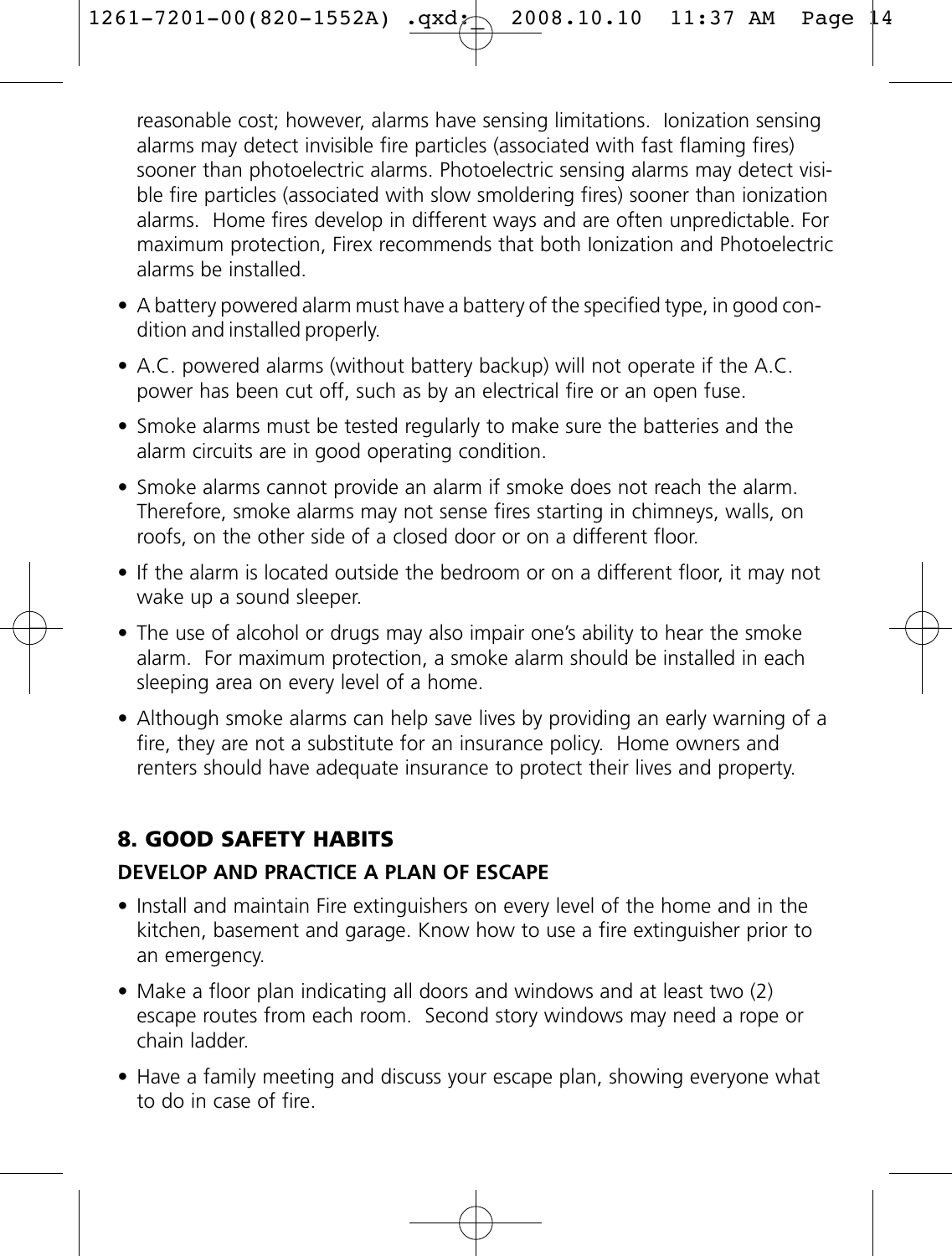reasonable cost; however, alarms have sensing limitations. Ionization sensing alarms may detect invisible fire particles (associated with fast flaming fires) sooner than photoelectric alarms. Photoelectric sensing alarms may detect visible fire particles (associated with slow smoldering fires) sooner than ionization alarms. Home fires develop in different ways and are often unpredictable. For maximum protection, Firex recommends that both Ionization and Photoelectric alarms be installed.

- A battery powered alarm must have a battery of the specified type, in good condition and installed properly.
- A.C. powered alarms (without battery backup) will not operate if the A.C. power has been cut off, such as by an electrical fire or an open fuse.
- Smoke alarms must be tested regularly to make sure the batteries and the alarm circuits are in good operating condition.
- Smoke alarms cannot provide an alarm if smoke does not reach the alarm. Therefore, smoke alarms may not sense fires starting in chimneys, walls, on roofs, on the other side of a closed door or on a different floor.
- If the alarm is located outside the bedroom or on a different floor, it may not wake up a sound sleeper.
- The use of alcohol or drugs may also impair one's ability to hear the smoke alarm. For maximum protection, a smoke alarm should be installed in each sleeping area on every level of a home.
- Although smoke alarms can help save lives by providing an early warning of a fire, they are not a substitute for an insurance policy. Home owners and renters should have adequate insurance to protect their lives and property.

## 8. GOOD SAFETY HABITS

### DEVELOP AND PRACTICE A PLAN OF ESCAPE

- Install and maintain Fire extinguishers on every level of the home and in the kitchen, basement and garage. Know how to use a fire extinguisher prior to an emergency.
- Make a floor plan indicating all doors and windows and at least two (2) escape routes from each room. Second story windows may need a rope or chain ladder.
- Have a family meeting and discuss your escape plan, showing everyone what to do in case of fire.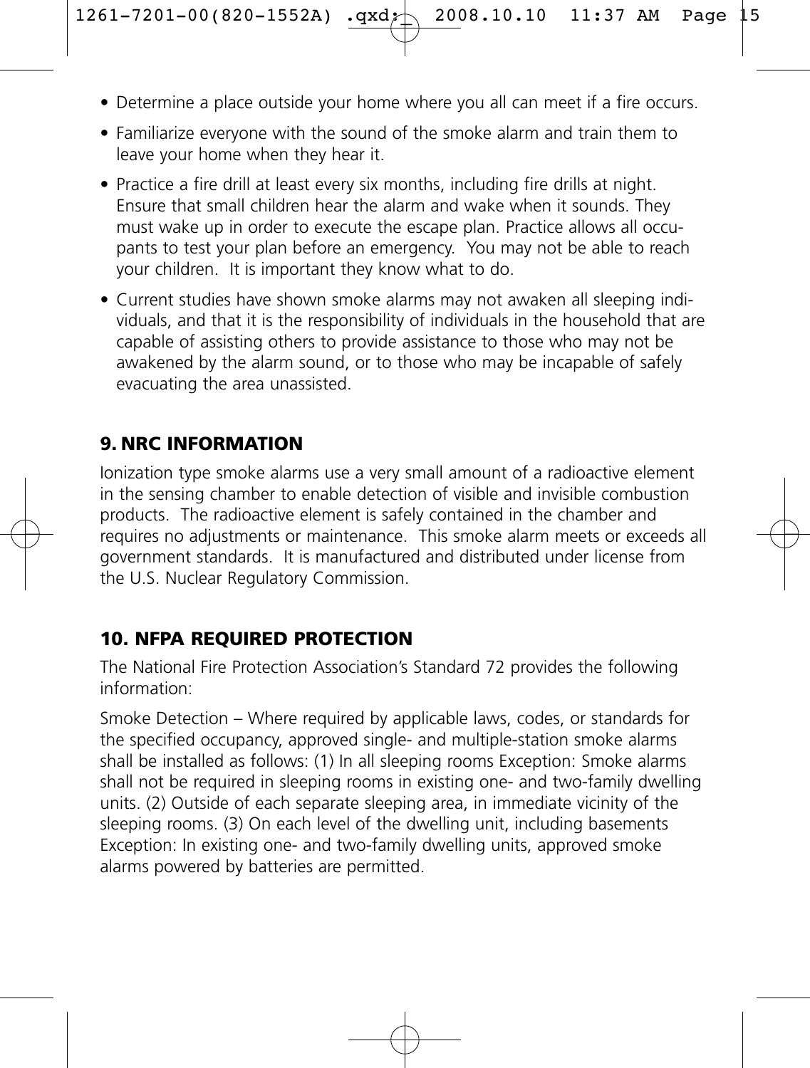- Determine a place outside your home where you all can meet if a fire occurs.
- Familiarize everyone with the sound of the smoke alarm and train them to leave your home when they hear it.
- Practice a fire drill at least every six months, including fire drills at night. Ensure that small children hear the alarm and wake when it sounds. They must wake up in order to execute the escape plan. Practice allows all occupants to test your plan before an emergency. You may not be able to reach your children. It is important they know what to do.
- Current studies have shown smoke alarms may not awaken all sleeping individuals, and that it is the responsibility of individuals in the household that are capable of assisting others to provide assistance to those who may not be awakened by the alarm sound, or to those who may be incapable of safely evacuating the area unassisted.

## 9. NRC INFORMATION

Ionization type smoke alarms use a very small amount of a radioactive element in the sensing chamber to enable detection of visible and invisible combustion products. The radioactive element is safely contained in the chamber and requires no adjustments or maintenance. This smoke alarm meets or exceeds all government standards. It is manufactured and distributed under license from the U.S. Nuclear Regulatory Commission.

## 10. NFPA REQUIRED PROTECTION

The National Fire Protection Association's Standard 72 provides the following information:

Smoke Detection – Where required by applicable laws, codes, or standards for the specified occupancy, approved single- and multiple-station smoke alarms shall be installed as follows: (1) In all sleeping rooms Exception: Smoke alarms shall not be required in sleeping rooms in existing one- and two-family dwelling units. (2) Outside of each separate sleeping area, in immediate vicinity of the sleeping rooms. (3) On each level of the dwelling unit, including basements Exception: In existing one- and two-family dwelling units, approved smoke alarms powered by batteries are permitted.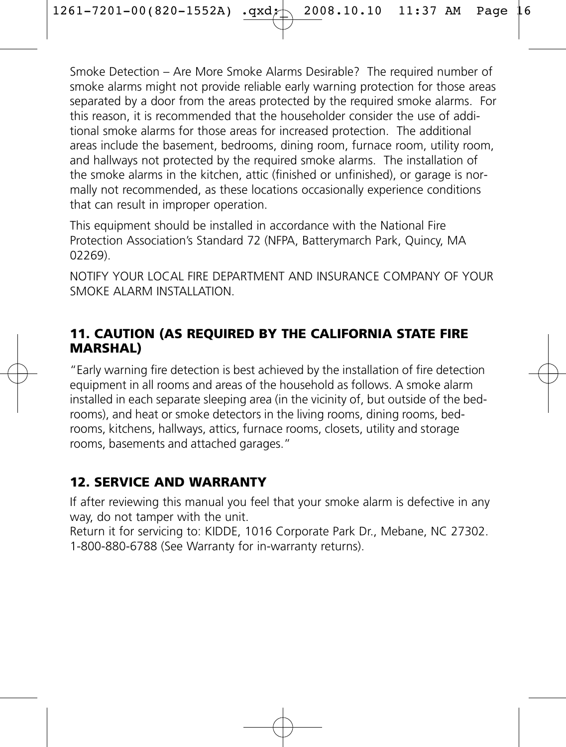Smoke Detection – Are More Smoke Alarms Desirable? The required number of smoke alarms might not provide reliable early warning protection for those areas separated by a door from the areas protected by the required smoke alarms. For this reason, it is recommended that the householder consider the use of additional smoke alarms for those areas for increased protection. The additional areas include the basement, bedrooms, dining room, furnace room, utility room, and hallways not protected by the required smoke alarms. The installation of the smoke alarms in the kitchen, attic (finished or unfinished), or garage is normally not recommended, as these locations occasionally experience conditions that can result in improper operation.

This equipment should be installed in accordance with the National Fire Protection Association's Standard 72 (NFPA, Batterymarch Park, Quincy, MA 02269).

NOTIFY YOUR LOCAL FIRE DEPARTMENT AND INSURANCE COMPANY OF YOUR SMOKE ALARM INSTALLATION.

## 11. CAUTION (AS REQUIRED BY THE CALIFORNIA STATE FIRE MARSHAL)

"Early warning fire detection is best achieved by the installation of fire detection equipment in all rooms and areas of the household as follows. A smoke alarm installed in each separate sleeping area (in the vicinity of, but outside of the bedrooms), and heat or smoke detectors in the living rooms, dining rooms, bedrooms, kitchens, hallways, attics, furnace rooms, closets, utility and storage rooms, basements and attached garages."

## 12. SERVICE AND WARRANTY

If after reviewing this manual you feel that your smoke alarm is defective in any way, do not tamper with the unit.
Return it for servicing to: KIDDE, 1016 Corporate Park Dr., Mebane, NC 27302. 1-800-880-6788 (See Warranty for in-warranty returns).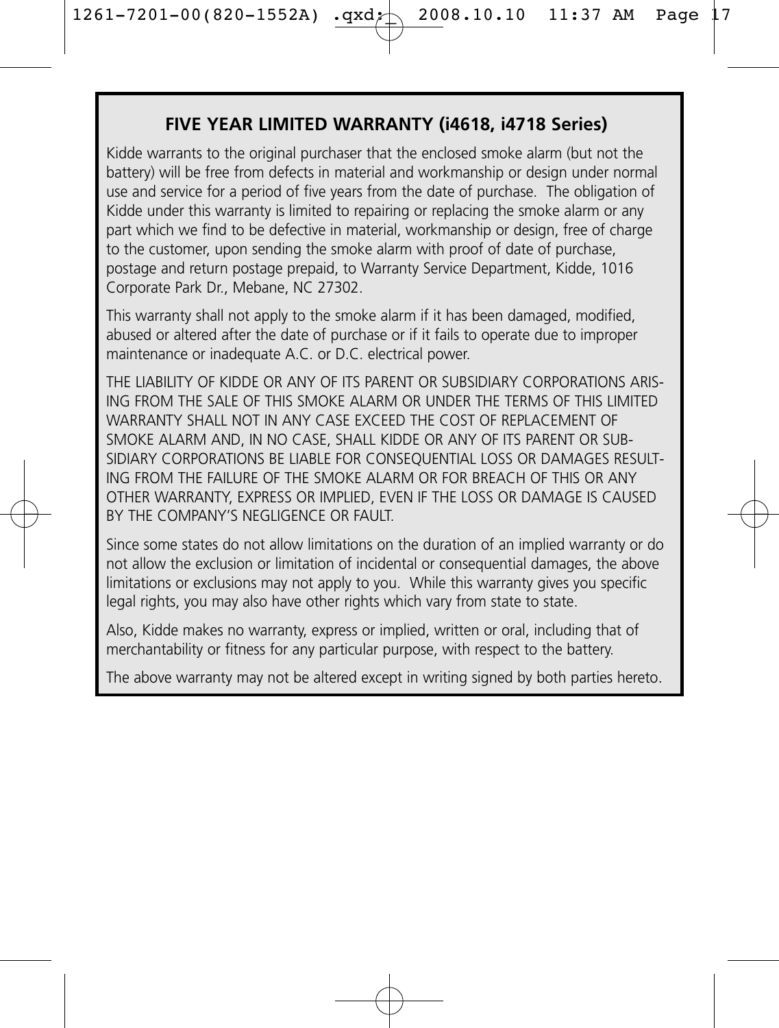## FIVE YEAR LIMITED WARRANTY (i4618, i4718 Series)

Kidde warrants to the original purchaser that the enclosed smoke alarm (but not the battery) will be free from defects in material and workmanship or design under normal use and service for a period of five years from the date of purchase. The obligation of Kidde under this warranty is limited to repairing or replacing the smoke alarm or any part which we find to be defective in material, workmanship or design, free of charge to the customer, upon sending the smoke alarm with proof of date of purchase, postage and return postage prepaid, to Warranty Service Department, Kidde, 1016 Corporate Park Dr., Mebane, NC 27302.

This warranty shall not apply to the smoke alarm if it has been damaged, modified, abused or altered after the date of purchase or if it fails to operate due to improper maintenance or inadequate A.C. or D.C. electrical power.

THE LIABILITY OF KIDDE OR ANY OF ITS PARENT OR SUBSIDIARY CORPORATIONS ARISING FROM THE SALE OF THIS SMOKE ALARM OR UNDER THE TERMS OF THIS LIMITED WARRANTY SHALL NOT IN ANY CASE EXCEED THE COST OF REPLACEMENT OF SMOKE ALARM AND, IN NO CASE, SHALL KIDDE OR ANY OF ITS PARENT OR SUBSIDIARY CORPORATIONS BE LIABLE FOR CONSEQUENTIAL LOSS OR DAMAGES RESULTING FROM THE FAILURE OF THE SMOKE ALARM OR FOR BREACH OF THIS OR ANY OTHER WARRANTY, EXPRESS OR IMPLIED, EVEN IF THE LOSS OR DAMAGE IS CAUSED BY THE COMPANY'S NEGLIGENCE OR FAULT.

Since some states do not allow limitations on the duration of an implied warranty or do not allow the exclusion or limitation of incidental or consequential damages, the above limitations or exclusions may not apply to you. While this warranty gives you specific legal rights, you may also have other rights which vary from state to state.

Also, Kidde makes no warranty, express or implied, written or oral, including that of merchantability or fitness for any particular purpose, with respect to the battery.

The above warranty may not be altered except in writing signed by both parties hereto.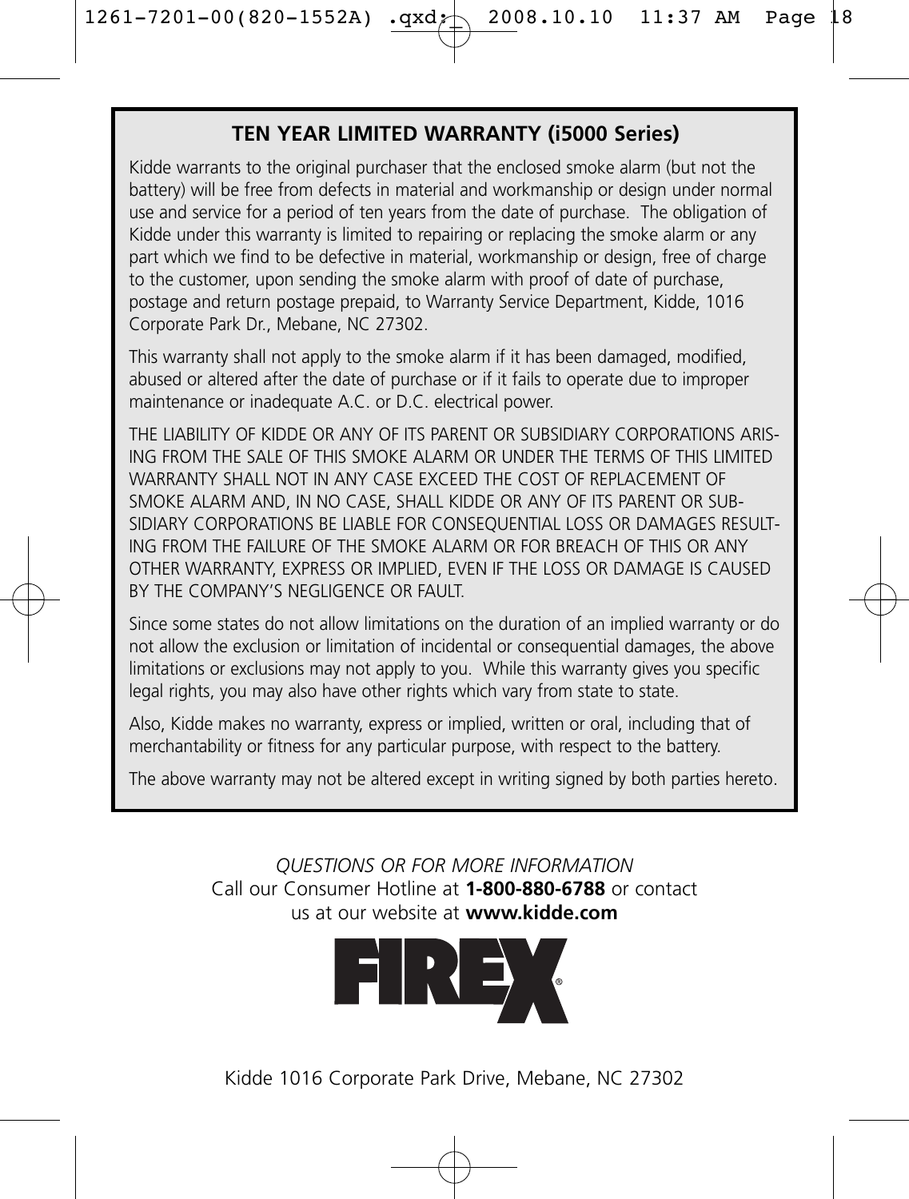## TEN YEAR LIMITED WARRANTY (i5000 Series)

Kidde warrants to the original purchaser that the enclosed smoke alarm (but not the battery) will be free from defects in material and workmanship or design under normal use and service for a period of ten years from the date of purchase. The obligation of Kidde under this warranty is limited to repairing or replacing the smoke alarm or any part which we find to be defective in material, workmanship or design, free of charge to the customer, upon sending the smoke alarm with proof of date of purchase, postage and return postage prepaid, to Warranty Service Department, Kidde, 1016 Corporate Park Dr., Mebane, NC 27302.

This warranty shall not apply to the smoke alarm if it has been damaged, modified, abused or altered after the date of purchase or if it fails to operate due to improper maintenance or inadequate A.C. or D.C. electrical power.

THE LIABILITY OF KIDDE OR ANY OF ITS PARENT OR SUBSIDIARY CORPORATIONS ARISING FROM THE SALE OF THIS SMOKE ALARM OR UNDER THE TERMS OF THIS LIMITED WARRANTY SHALL NOT IN ANY CASE EXCEED THE COST OF REPLACEMENT OF SMOKE ALARM AND, IN NO CASE, SHALL KIDDE OR ANY OF ITS PARENT OR SUBSIDIARY CORPORATIONS BE LIABLE FOR CONSEQUENTIAL LOSS OR DAMAGES RESULTING FROM THE FAILURE OF THE SMOKE ALARM OR FOR BREACH OF THIS OR ANY OTHER WARRANTY, EXPRESS OR IMPLIED, EVEN IF THE LOSS OR DAMAGE IS CAUSED BY THE COMPANY'S NEGLIGENCE OR FAULT.

Since some states do not allow limitations on the duration of an implied warranty or do not allow the exclusion or limitation of incidental or consequential damages, the above limitations or exclusions may not apply to you. While this warranty gives you specific legal rights, you may also have other rights which vary from state to state.

Also, Kidde makes no warranty, express or implied, written or oral, including that of merchantability or fitness for any particular purpose, with respect to the battery.

The above warranty may not be altered except in writing signed by both parties hereto.

*QUESTIONS OR FOR MORE INFORMATION*
Call our Consumer Hotline at **1-800-880-6788** or contact us at our website at **www.kidde.com**

FIREX®

Kidde 1016 Corporate Park Drive, Mebane, NC 27302